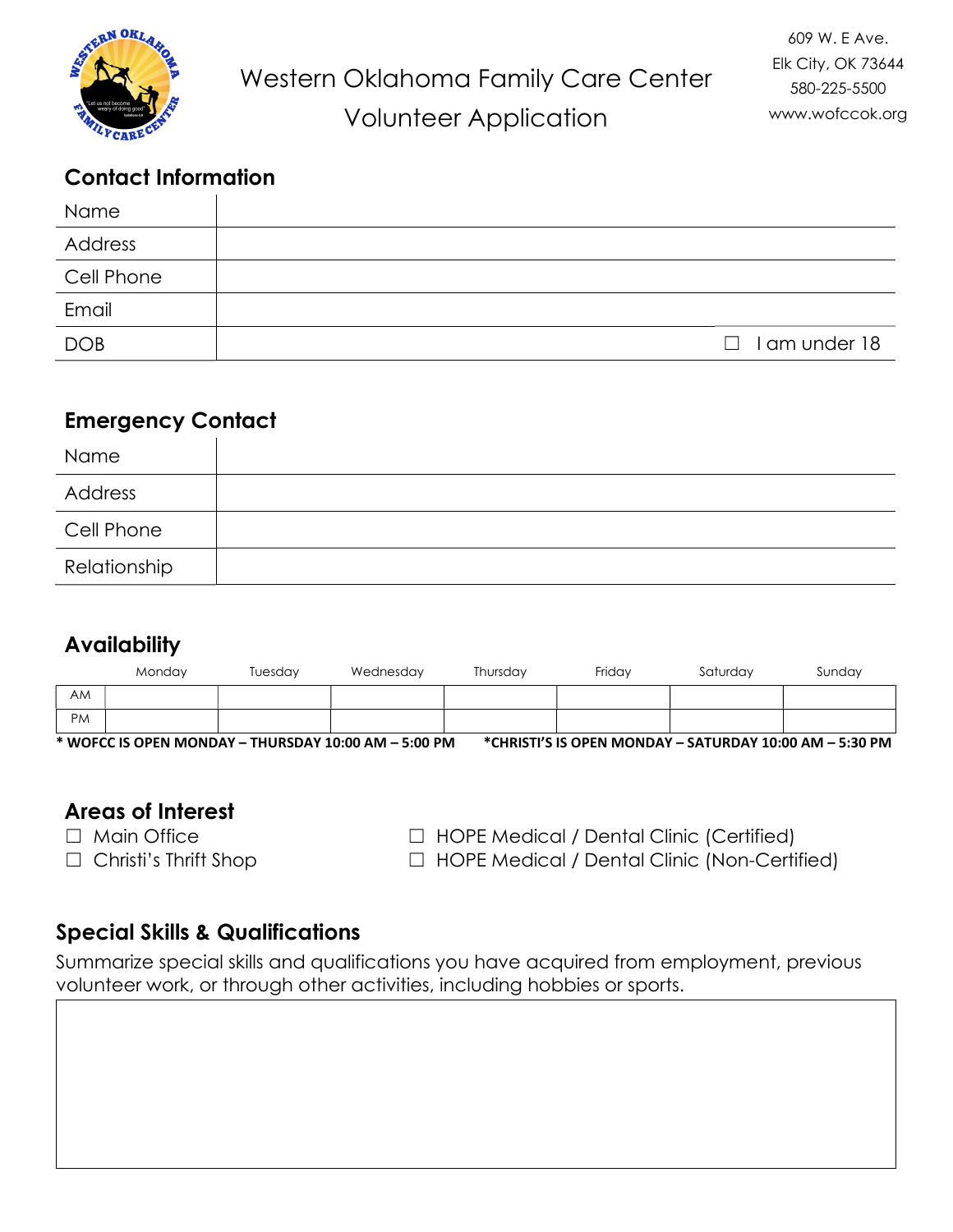# Western Oklahoma Family Care Center
## Volunteer Application

609 W. E Ave.
Elk City, OK 73644
580-225-5500
www.wofccok.org

### Contact Information

| | |
|---|---|
| Name | |
| Address | |
| Cell Phone | |
| Email | |
| DOB | ☐ I am under 18 |

### Emergency Contact

| | |
|---|---|
| Name | |
| Address | |
| Cell Phone | |
| Relationship | |

### Availability

| | Monday | Tuesday | Wednesday | Thursday | Friday | Saturday | Sunday |
|---|---|---|---|---|---|---|---|
| AM | | | | | | | |
| PM | | | | | | | |

**\* WOFCC IS OPEN MONDAY – THURSDAY 10:00 AM – 5:00 PM**   **\*CHRISTI'S IS OPEN MONDAY – SATURDAY 10:00 AM – 5:30 PM**

### Areas of Interest

☐ Main Office
☐ Christi's Thrift Shop
☐ HOPE Medical / Dental Clinic (Certified)
☐ HOPE Medical / Dental Clinic (Non-Certified)

### Special Skills & Qualifications

Summarize special skills and qualifications you have acquired from employment, previous volunteer work, or through other activities, including hobbies or sports.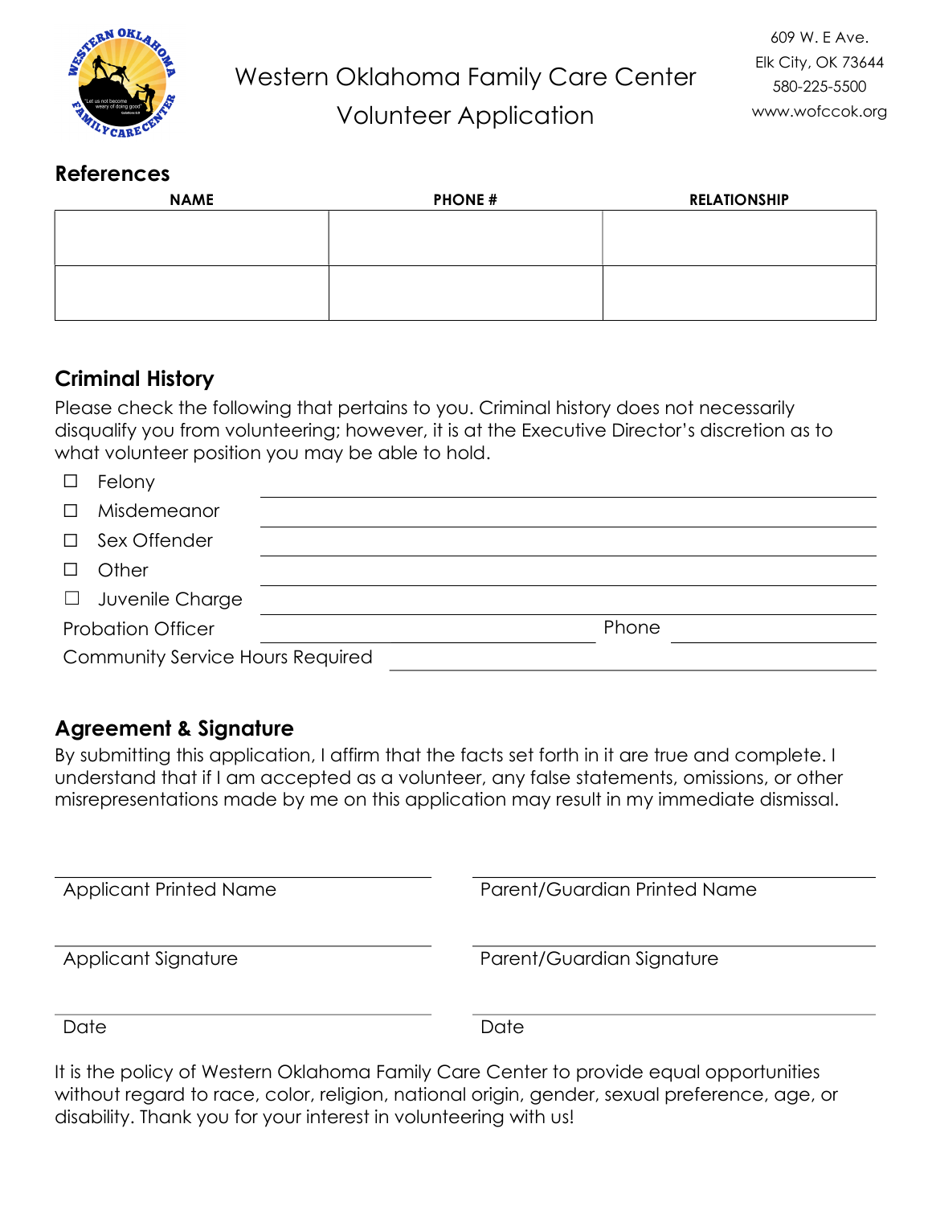# Western Oklahoma Family Care Center Volunteer Application

609 W. E Ave.
Elk City, OK 73644
580-225-5500
www.wofccok.org

## References

| NAME | PHONE # | RELATIONSHIP |
|---|---|---|
| | | |
| | | |

## Criminal History

Please check the following that pertains to you. Criminal history does not necessarily disqualify you from volunteering; however, it is at the Executive Director's discretion as to what volunteer position you may be able to hold.

- ☐ Felony \_\_\_\_\_\_\_\_\_\_\_\_\_\_\_\_\_\_\_\_\_\_\_\_\_\_\_\_\_\_\_\_\_\_\_\_\_\_\_\_
- ☐ Misdemeanor \_\_\_\_\_\_\_\_\_\_\_\_\_\_\_\_\_\_\_\_\_\_\_\_\_\_\_\_\_\_\_\_\_\_\_\_\_\_\_\_
- ☐ Sex Offender \_\_\_\_\_\_\_\_\_\_\_\_\_\_\_\_\_\_\_\_\_\_\_\_\_\_\_\_\_\_\_\_\_\_\_\_\_\_\_\_
- ☐ Other \_\_\_\_\_\_\_\_\_\_\_\_\_\_\_\_\_\_\_\_\_\_\_\_\_\_\_\_\_\_\_\_\_\_\_\_\_\_\_\_
- ☐ Juvenile Charge \_\_\_\_\_\_\_\_\_\_\_\_\_\_\_\_\_\_\_\_\_\_\_\_\_\_\_\_\_\_\_\_\_\_\_\_\_\_\_\_

Probation Officer \_\_\_\_\_\_\_\_\_\_\_\_\_\_\_\_\_\_\_\_\_\_\_\_ Phone \_\_\_\_\_\_\_\_\_\_\_\_\_\_\_\_

Community Service Hours Required \_\_\_\_\_\_\_\_\_\_\_\_\_\_\_\_\_\_\_\_\_\_\_\_\_\_\_\_\_\_\_\_

## Agreement & Signature

By submitting this application, I affirm that the facts set forth in it are true and complete. I understand that if I am accepted as a volunteer, any false statements, omissions, or other misrepresentations made by me on this application may result in my immediate dismissal.

\_\_\_\_\_\_\_\_\_\_\_\_\_\_\_\_\_\_\_\_\_\_\_\_\_\_\_\_\_\_\_\_ \_\_\_\_\_\_\_\_\_\_\_\_\_\_\_\_\_\_\_\_\_\_\_\_\_\_\_\_\_\_\_\_
Applicant Printed Name Parent/Guardian Printed Name

\_\_\_\_\_\_\_\_\_\_\_\_\_\_\_\_\_\_\_\_\_\_\_\_\_\_\_\_\_\_\_\_ \_\_\_\_\_\_\_\_\_\_\_\_\_\_\_\_\_\_\_\_\_\_\_\_\_\_\_\_\_\_\_\_
Applicant Signature Parent/Guardian Signature

\_\_\_\_\_\_\_\_\_\_\_\_\_\_\_\_\_\_\_\_\_\_\_\_\_\_\_\_\_\_\_\_ \_\_\_\_\_\_\_\_\_\_\_\_\_\_\_\_\_\_\_\_\_\_\_\_\_\_\_\_\_\_\_\_
Date Date

It is the policy of Western Oklahoma Family Care Center to provide equal opportunities without regard to race, color, religion, national origin, gender, sexual preference, age, or disability. Thank you for your interest in volunteering with us!